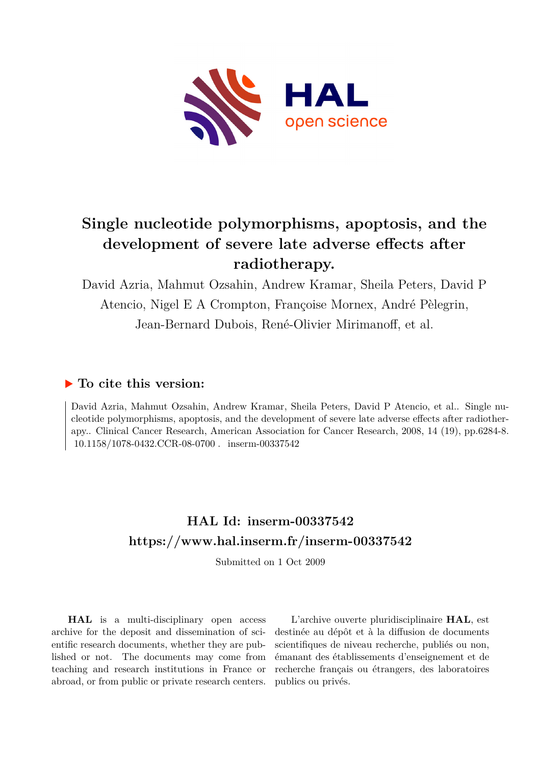# Single nucleotide polymorphisms, apoptosis, and the development of severe late adverse effects after radiotherapy.

David Azria, Mahmut Ozsahin, Andrew Kramar, Sheila Peters, David P Atencio, Nigel E A Crompton, Françoise Mornex, André Pèlegrin, Jean-Bernard Dubois, René-Olivier Mirimanoff, et al.

## ▶ To cite this version:

David Azria, Mahmut Ozsahin, Andrew Kramar, Sheila Peters, David P Atencio, et al.. Single nucleotide polymorphisms, apoptosis, and the development of severe late adverse effects after radiotherapy.. Clinical Cancer Research, American Association for Cancer Research, 2008, 14 (19), pp.6284-8. 10.1158/1078-0432.CCR-08-0700 . inserm-00337542

## HAL Id: inserm-00337542
## https://www.hal.inserm.fr/inserm-00337542

Submitted on 1 Oct 2009

**HAL** is a multi-disciplinary open access archive for the deposit and dissemination of scientific research documents, whether they are published or not. The documents may come from teaching and research institutions in France or abroad, or from public or private research centers.

L'archive ouverte pluridisciplinaire **HAL**, est destinée au dépôt et à la diffusion de documents scientifiques de niveau recherche, publiés ou non, émanant des établissements d'enseignement et de recherche français ou étrangers, des laboratoires publics ou privés.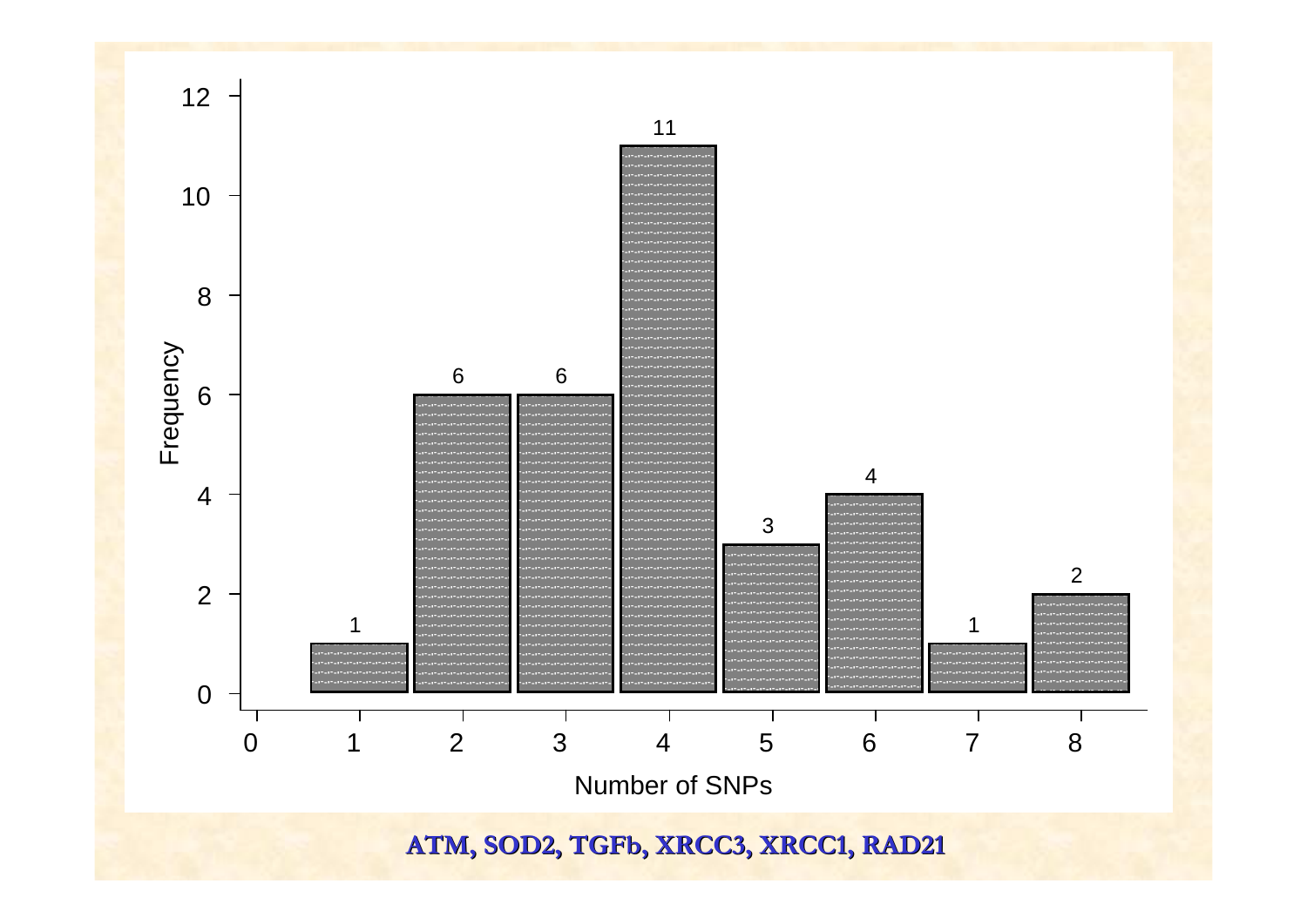| Number of SNPs | Frequency |
|---|---|
| 1 | 1 |
| 2 | 6 |
| 3 | 6 |
| 4 | 11 |
| 5 | 3 |
| 6 | 4 |
| 7 | 1 |
| 8 | 2 |

**ATM, SOD2, TGFb, XRCC3, XRCC1, RAD21**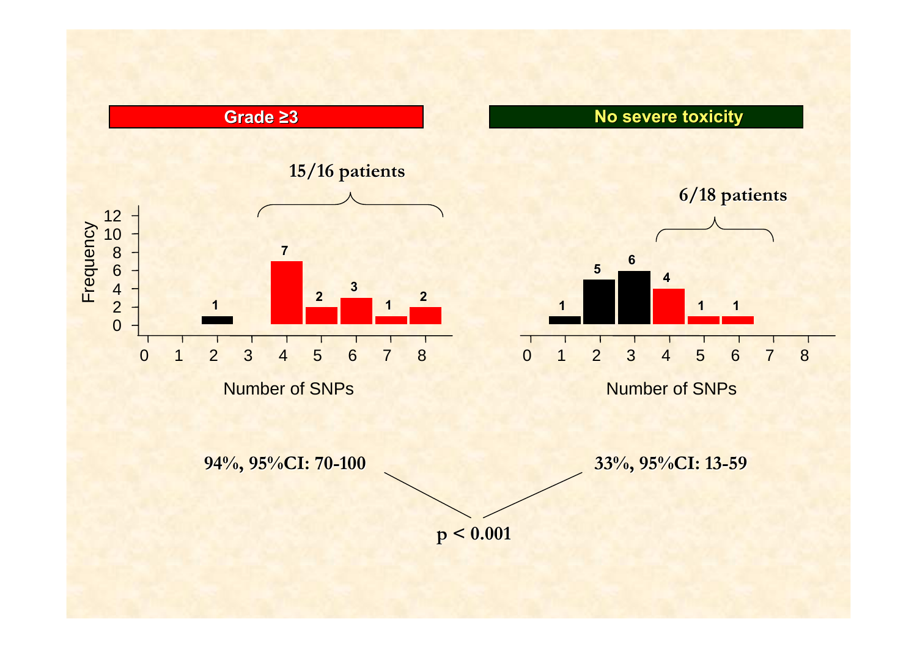**Grade ≥3**

**15/16 patients**

| Number of SNPs | 0 | 1 | 2 | 3 | 4 | 5 | 6 | 7 | 8 |
|---|---|---|---|---|---|---|---|---|---|
| Frequency | | | 1 | | 7 | 2 | 3 | 1 | 2 |

**No severe toxicity**

**6/18 patients**

| Number of SNPs | 0 | 1 | 2 | 3 | 4 | 5 | 6 | 7 | 8 |
|---|---|---|---|---|---|---|---|---|---|
| Frequency | | 1 | 5 | 6 | 4 | 1 | 1 | | |

**94%, 95%CI: 70-100**

**33%, 95%CI: 13-59**

**$p < 0.001$**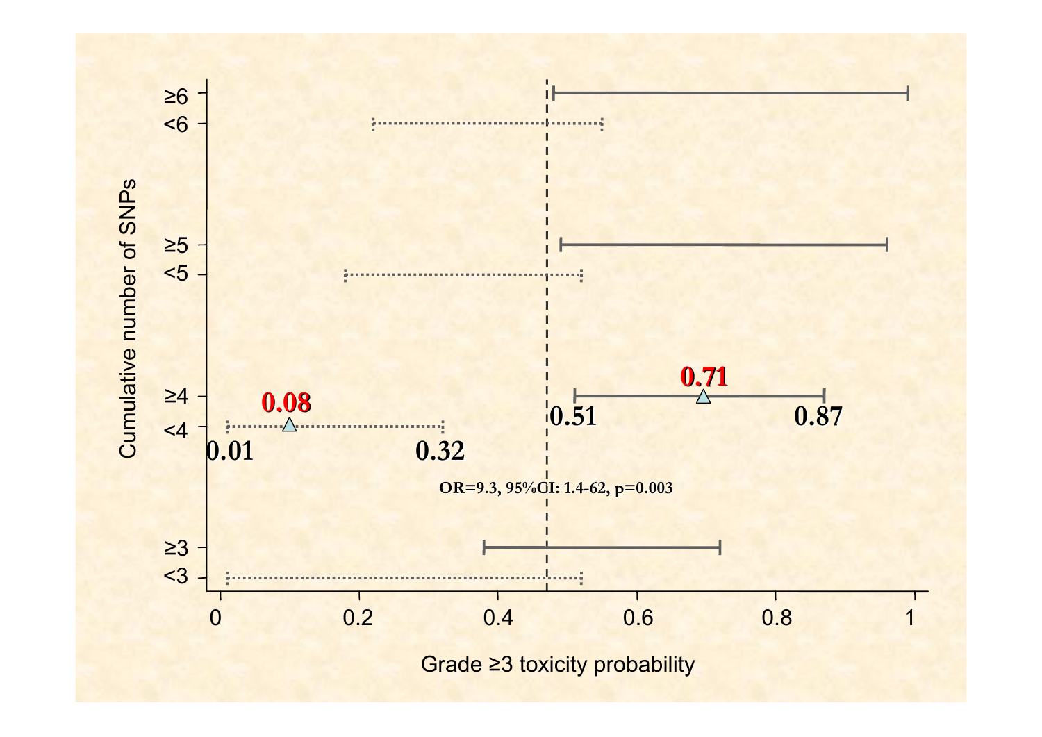Cumulative number of SNPs

≥6

<6

≥5

<5

≥4

<4

≥3

<3

**0.71**

**0.08**

**0.51**

**0.87**

**0.01**

**0.32**

**OR=9.3, 95%CI: 1.4-62, p=0.003**

0 0.2 0.4 0.6 0.8 1

Grade ≥3 toxicity probability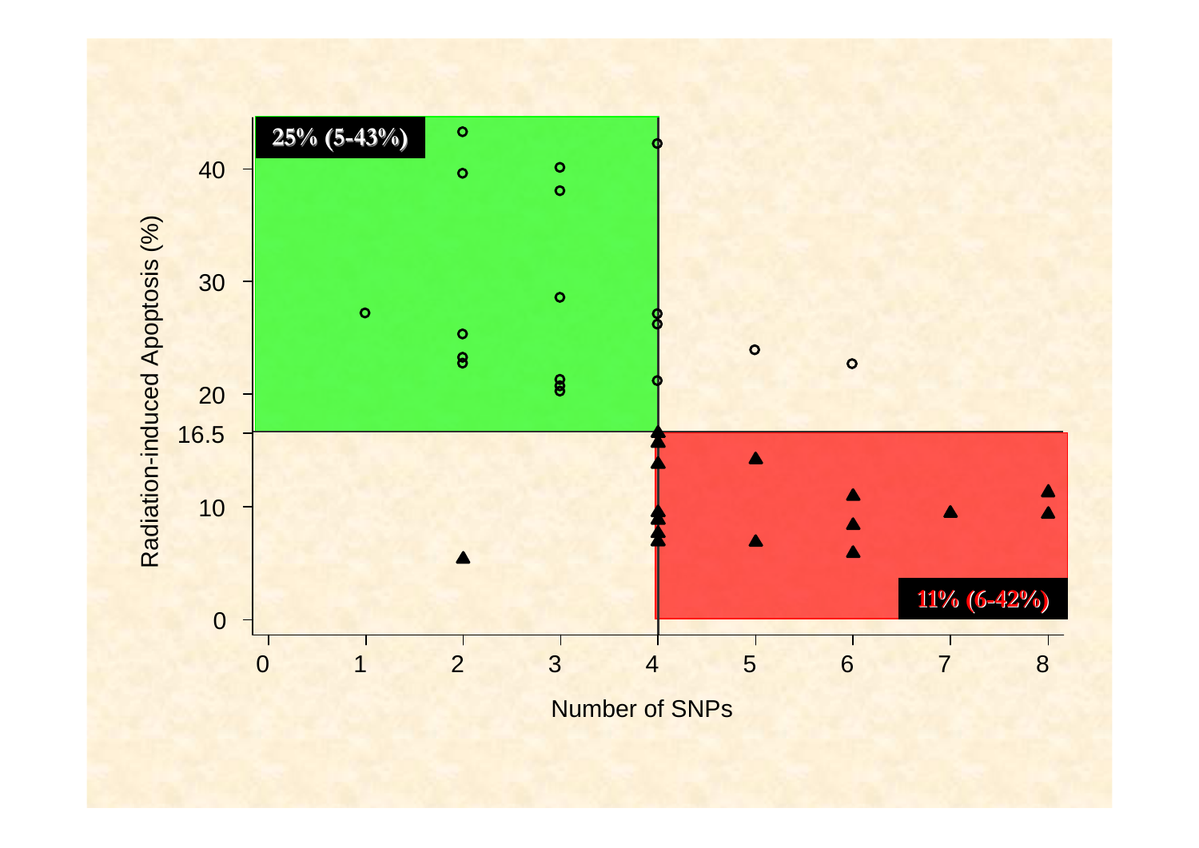25% (5-43%)

11% (6-42%)

Radiation-induced Apoptosis (%)

40

30

20

16.5

10

0

0 1 2 3 4 5 6 7 8

Number of SNPs